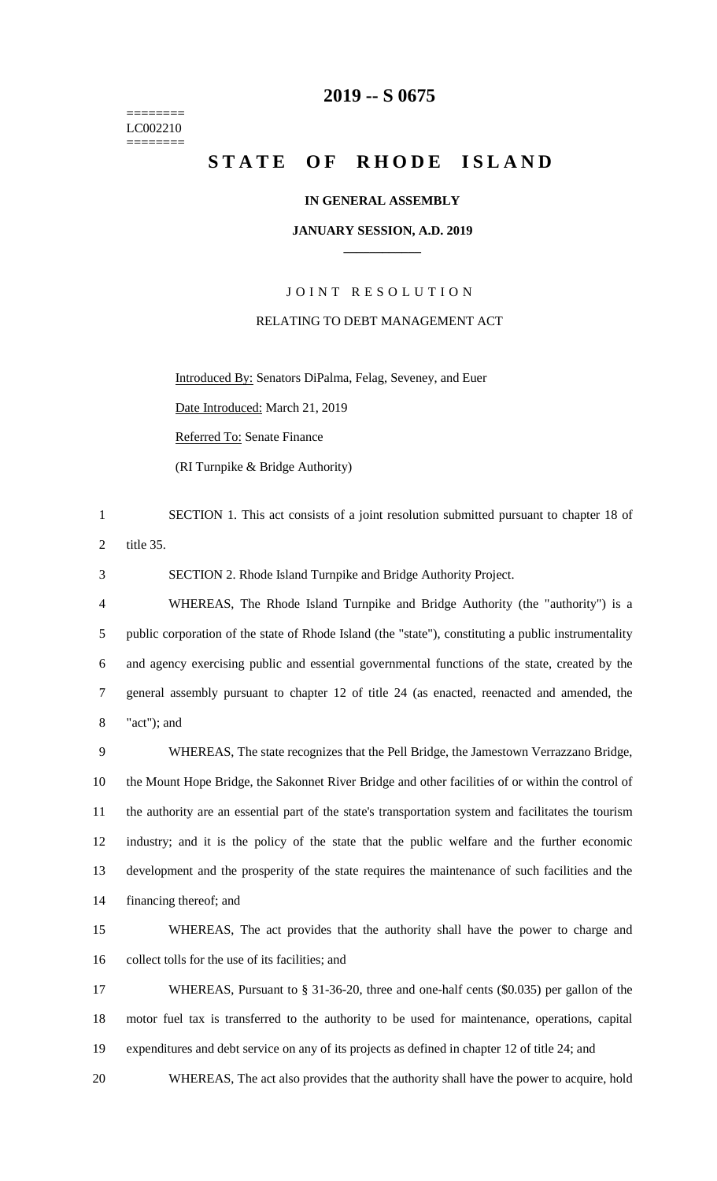# 2019 -- S 0675

========
LC002210
========

# STATE OF RHODE ISLAND

**IN GENERAL ASSEMBLY**

**JANUARY SESSION, A.D. 2019**

JOINT RESOLUTION

RELATING TO DEBT MANAGEMENT ACT

Introduced By: Senators DiPalma, Felag, Seveney, and Euer

Date Introduced: March 21, 2019

Referred To: Senate Finance

(RI Turnpike & Bridge Authority)

SECTION 1. This act consists of a joint resolution submitted pursuant to chapter 18 of title 35.

SECTION 2. Rhode Island Turnpike and Bridge Authority Project.

WHEREAS, The Rhode Island Turnpike and Bridge Authority (the "authority") is a public corporation of the state of Rhode Island (the "state"), constituting a public instrumentality and agency exercising public and essential governmental functions of the state, created by the general assembly pursuant to chapter 12 of title 24 (as enacted, reenacted and amended, the "act"); and

WHEREAS, The state recognizes that the Pell Bridge, the Jamestown Verrazzano Bridge, the Mount Hope Bridge, the Sakonnet River Bridge and other facilities of or within the control of the authority are an essential part of the state's transportation system and facilitates the tourism industry; and it is the policy of the state that the public welfare and the further economic development and the prosperity of the state requires the maintenance of such facilities and the financing thereof; and

WHEREAS, The act provides that the authority shall have the power to charge and collect tolls for the use of its facilities; and

WHEREAS, Pursuant to § 31-36-20, three and one-half cents ($0.035) per gallon of the motor fuel tax is transferred to the authority to be used for maintenance, operations, capital expenditures and debt service on any of its projects as defined in chapter 12 of title 24; and

WHEREAS, The act also provides that the authority shall have the power to acquire, hold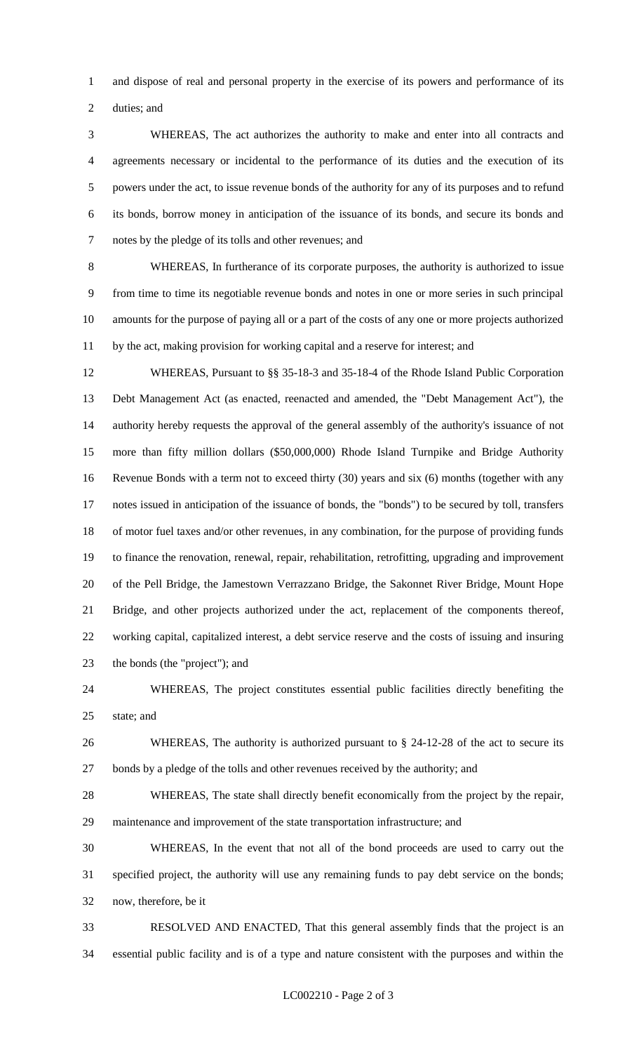and dispose of real and personal property in the exercise of its powers and performance of its duties; and

WHEREAS, The act authorizes the authority to make and enter into all contracts and agreements necessary or incidental to the performance of its duties and the execution of its powers under the act, to issue revenue bonds of the authority for any of its purposes and to refund its bonds, borrow money in anticipation of the issuance of its bonds, and secure its bonds and notes by the pledge of its tolls and other revenues; and

WHEREAS, In furtherance of its corporate purposes, the authority is authorized to issue from time to time its negotiable revenue bonds and notes in one or more series in such principal amounts for the purpose of paying all or a part of the costs of any one or more projects authorized by the act, making provision for working capital and a reserve for interest; and

WHEREAS, Pursuant to §§ 35-18-3 and 35-18-4 of the Rhode Island Public Corporation Debt Management Act (as enacted, reenacted and amended, the "Debt Management Act"), the authority hereby requests the approval of the general assembly of the authority's issuance of not more than fifty million dollars ($50,000,000) Rhode Island Turnpike and Bridge Authority Revenue Bonds with a term not to exceed thirty (30) years and six (6) months (together with any notes issued in anticipation of the issuance of bonds, the "bonds") to be secured by toll, transfers of motor fuel taxes and/or other revenues, in any combination, for the purpose of providing funds to finance the renovation, renewal, repair, rehabilitation, retrofitting, upgrading and improvement of the Pell Bridge, the Jamestown Verrazzano Bridge, the Sakonnet River Bridge, Mount Hope Bridge, and other projects authorized under the act, replacement of the components thereof, working capital, capitalized interest, a debt service reserve and the costs of issuing and insuring the bonds (the "project"); and

WHEREAS, The project constitutes essential public facilities directly benefiting the state; and

WHEREAS, The authority is authorized pursuant to § 24-12-28 of the act to secure its bonds by a pledge of the tolls and other revenues received by the authority; and

WHEREAS, The state shall directly benefit economically from the project by the repair, maintenance and improvement of the state transportation infrastructure; and

WHEREAS, In the event that not all of the bond proceeds are used to carry out the specified project, the authority will use any remaining funds to pay debt service on the bonds; now, therefore, be it

RESOLVED AND ENACTED, That this general assembly finds that the project is an essential public facility and is of a type and nature consistent with the purposes and within the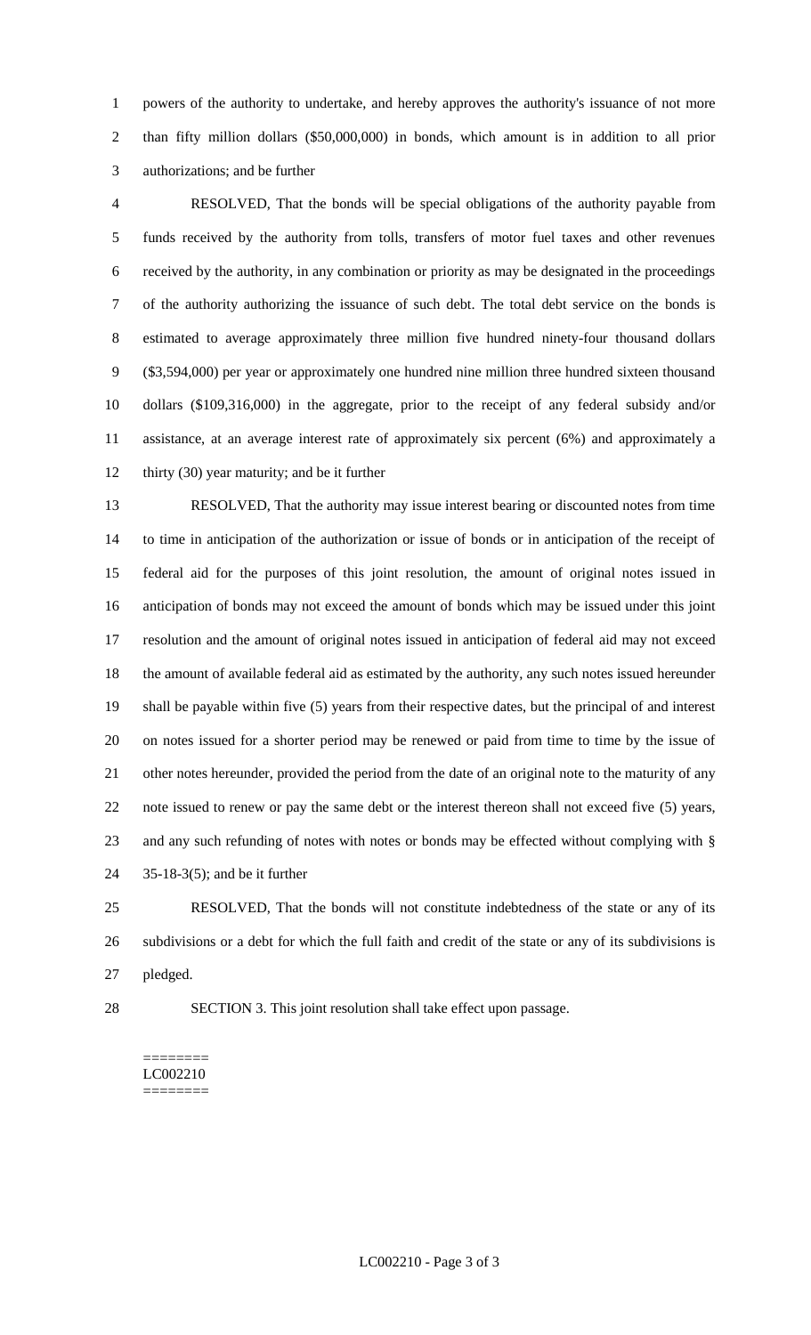powers of the authority to undertake, and hereby approves the authority's issuance of not more than fifty million dollars ($50,000,000) in bonds, which amount is in addition to all prior authorizations; and be further

RESOLVED, That the bonds will be special obligations of the authority payable from funds received by the authority from tolls, transfers of motor fuel taxes and other revenues received by the authority, in any combination or priority as may be designated in the proceedings of the authority authorizing the issuance of such debt. The total debt service on the bonds is estimated to average approximately three million five hundred ninety-four thousand dollars ($3,594,000) per year or approximately one hundred nine million three hundred sixteen thousand dollars ($109,316,000) in the aggregate, prior to the receipt of any federal subsidy and/or assistance, at an average interest rate of approximately six percent (6%) and approximately a thirty (30) year maturity; and be it further

RESOLVED, That the authority may issue interest bearing or discounted notes from time to time in anticipation of the authorization or issue of bonds or in anticipation of the receipt of federal aid for the purposes of this joint resolution, the amount of original notes issued in anticipation of bonds may not exceed the amount of bonds which may be issued under this joint resolution and the amount of original notes issued in anticipation of federal aid may not exceed the amount of available federal aid as estimated by the authority, any such notes issued hereunder shall be payable within five (5) years from their respective dates, but the principal of and interest on notes issued for a shorter period may be renewed or paid from time to time by the issue of other notes hereunder, provided the period from the date of an original note to the maturity of any note issued to renew or pay the same debt or the interest thereon shall not exceed five (5) years, and any such refunding of notes with notes or bonds may be effected without complying with § 35-18-3(5); and be it further

RESOLVED, That the bonds will not constitute indebtedness of the state or any of its subdivisions or a debt for which the full faith and credit of the state or any of its subdivisions is pledged.

SECTION 3. This joint resolution shall take effect upon passage.

========
LC002210
========